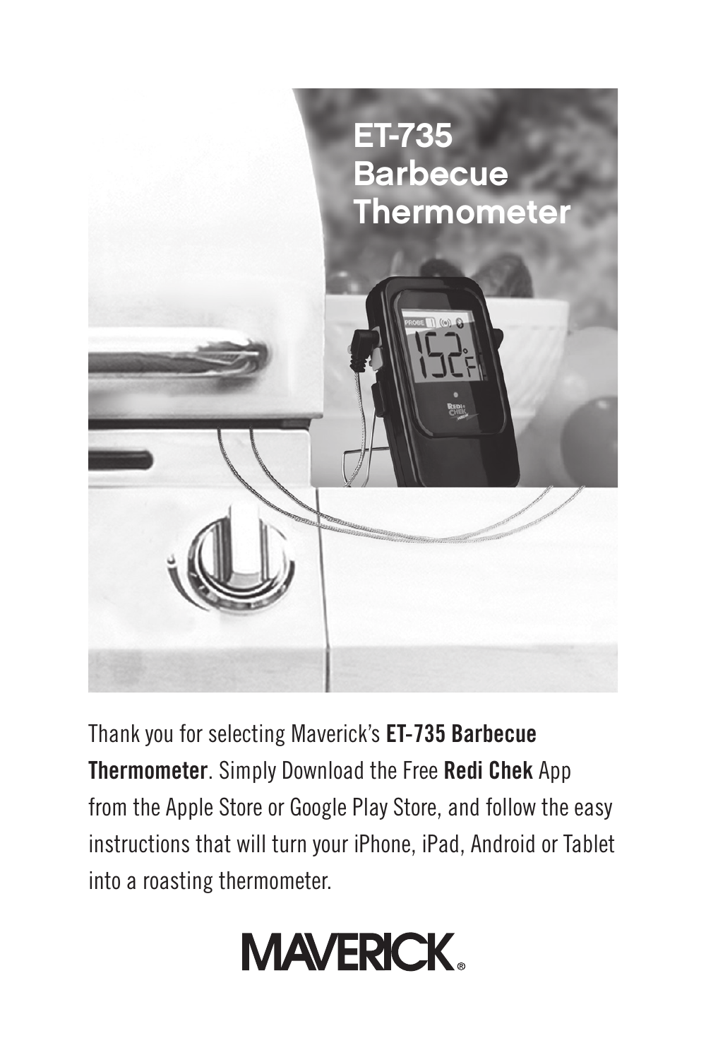# ET-735 Barbecue Thermometer

Thank you for selecting Maverick's **ET-735 Barbecue Thermometer**. Simply Download the Free **Redi Chek** App from the Apple Store or Google Play Store, and follow the easy instructions that will turn your iPhone, iPad, Android or Tablet into a roasting thermometer.

**MAVERICK®**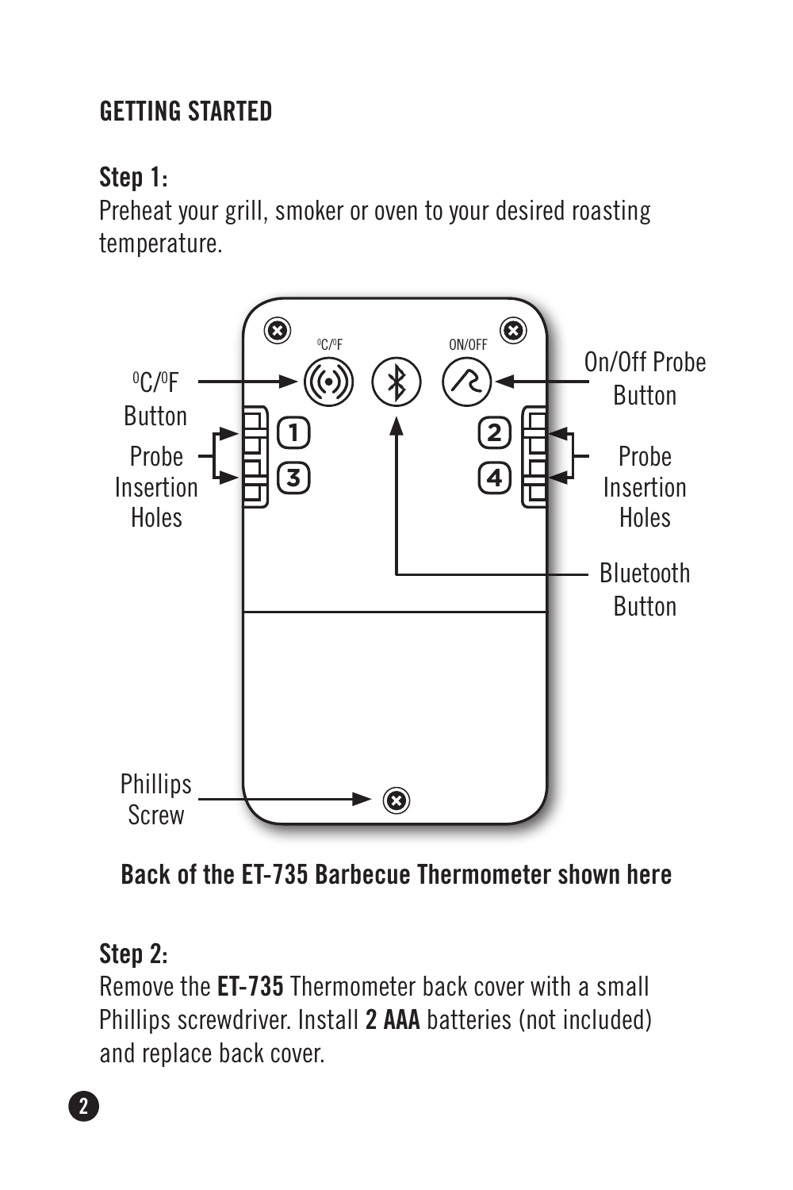## GETTING STARTED

### Step 1:

Preheat your grill, smoker or oven to your desired roasting temperature.

°C/°F Button

Probe Insertion Holes

On/Off Probe Button

Probe Insertion Holes

Bluetooth Button

Phillips Screw

**Back of the ET-735 Barbecue Thermometer shown here**

### Step 2:

Remove the **ET-735** Thermometer back cover with a small Phillips screwdriver. Install **2 AAA** batteries (not included) and replace back cover.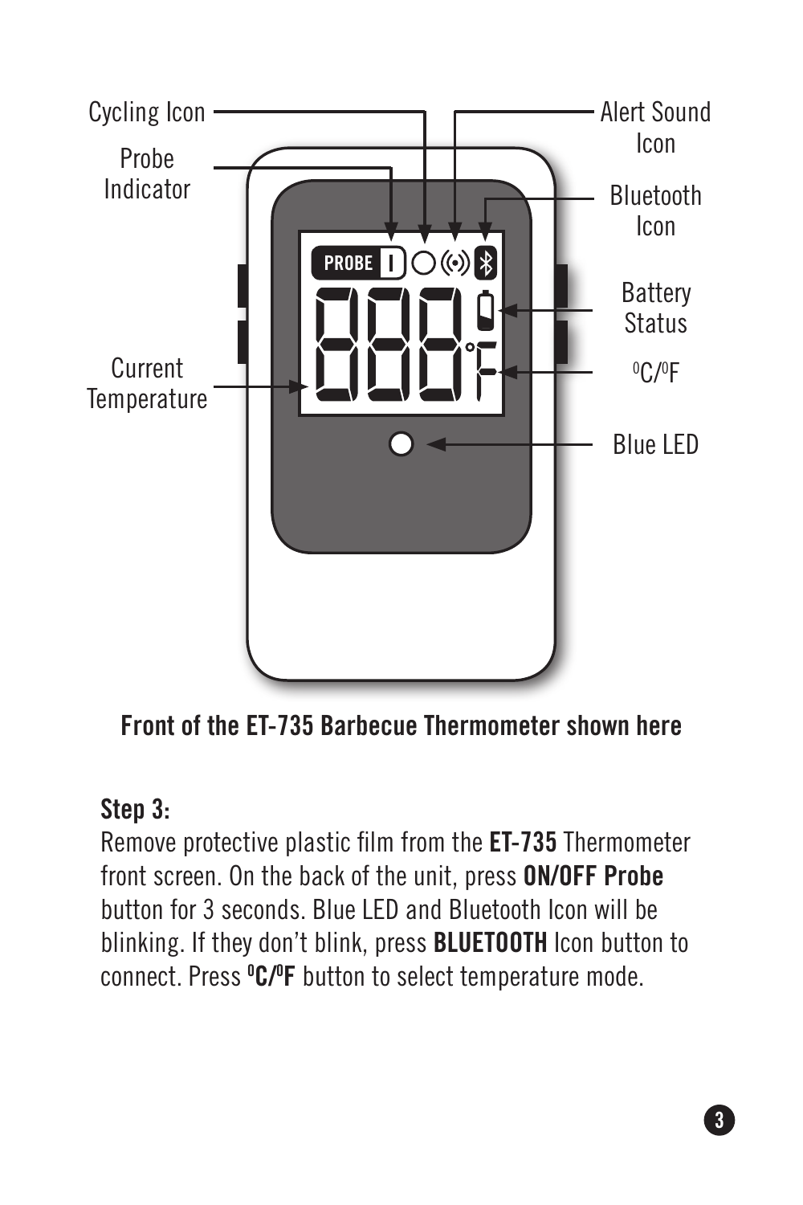Cycling Icon

Probe Indicator

Alert Sound Icon

Bluetooth Icon

Battery Status

Current Temperature

$^0C/^0F$

Blue LED

**Front of the ET-735 Barbecue Thermometer shown here**

**Step 3:**

Remove protective plastic film from the **ET-735** Thermometer front screen. On the back of the unit, press **ON/OFF Probe** button for 3 seconds. Blue LED and Bluetooth Icon will be blinking. If they don't blink, press **BLUETOOTH** Icon button to connect. Press **$^0C/^0F$** button to select temperature mode.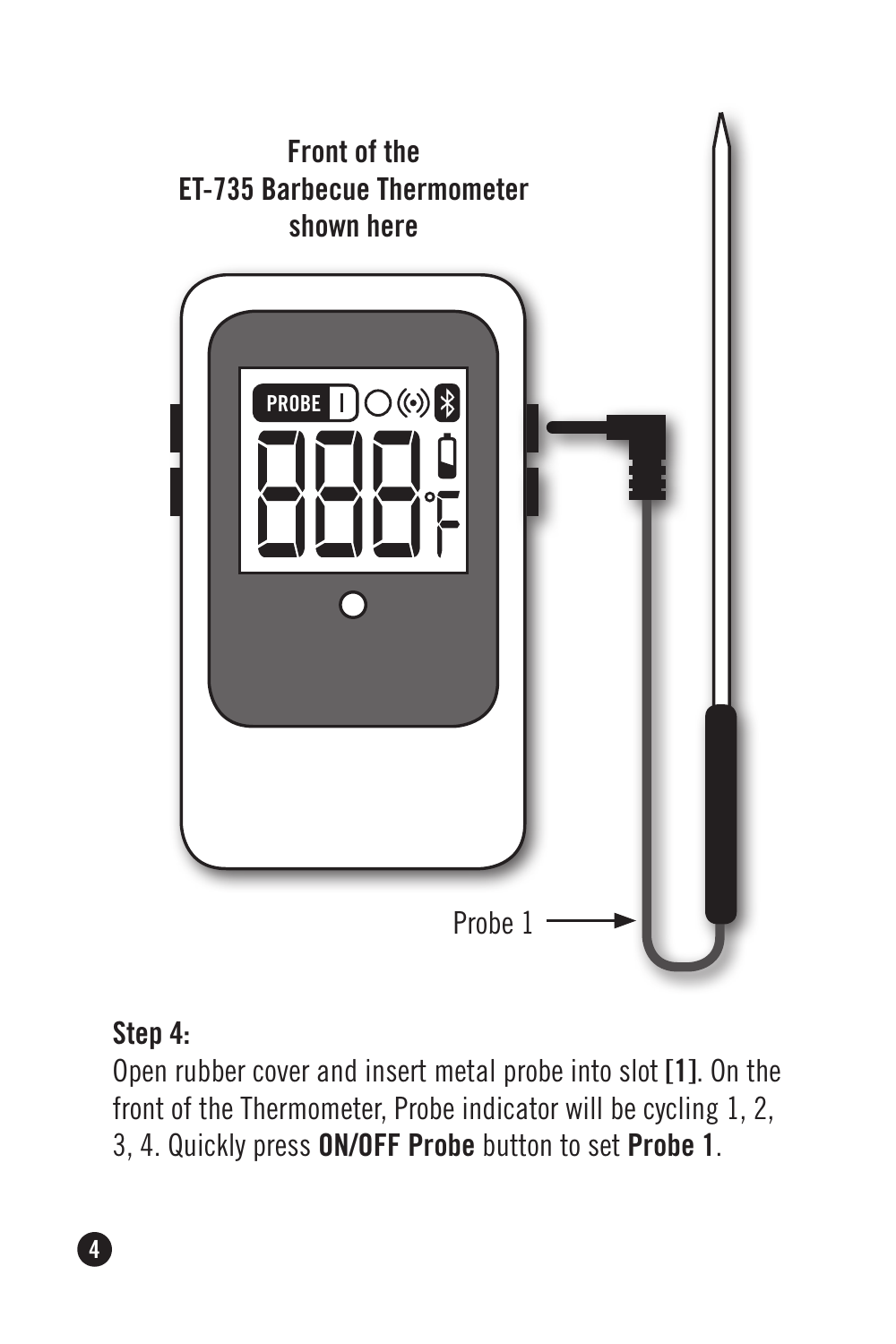Front of the
ET-735 Barbecue Thermometer
shown here

Probe 1

**Step 4:**

Open rubber cover and insert metal probe into slot **[1]**. On the front of the Thermometer, Probe indicator will be cycling 1, 2, 3, 4. Quickly press **ON/OFF Probe** button to set **Probe 1**.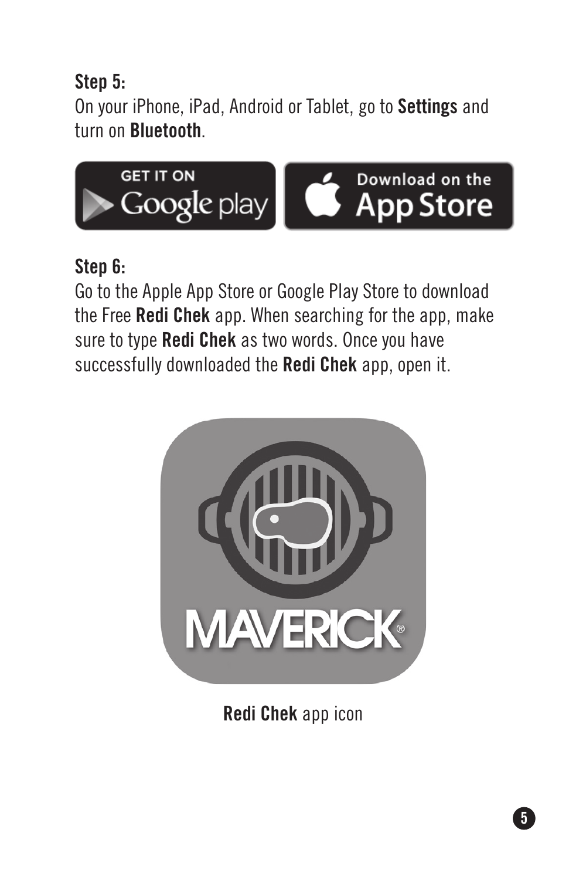**Step 5:**
On your iPhone, iPad, Android or Tablet, go to **Settings** and turn on **Bluetooth**.

**Step 6:**
Go to the Apple App Store or Google Play Store to download the Free **Redi Chek** app. When searching for the app, make sure to type **Redi Chek** as two words. Once you have successfully downloaded the **Redi Chek** app, open it.

**Redi Chek** app icon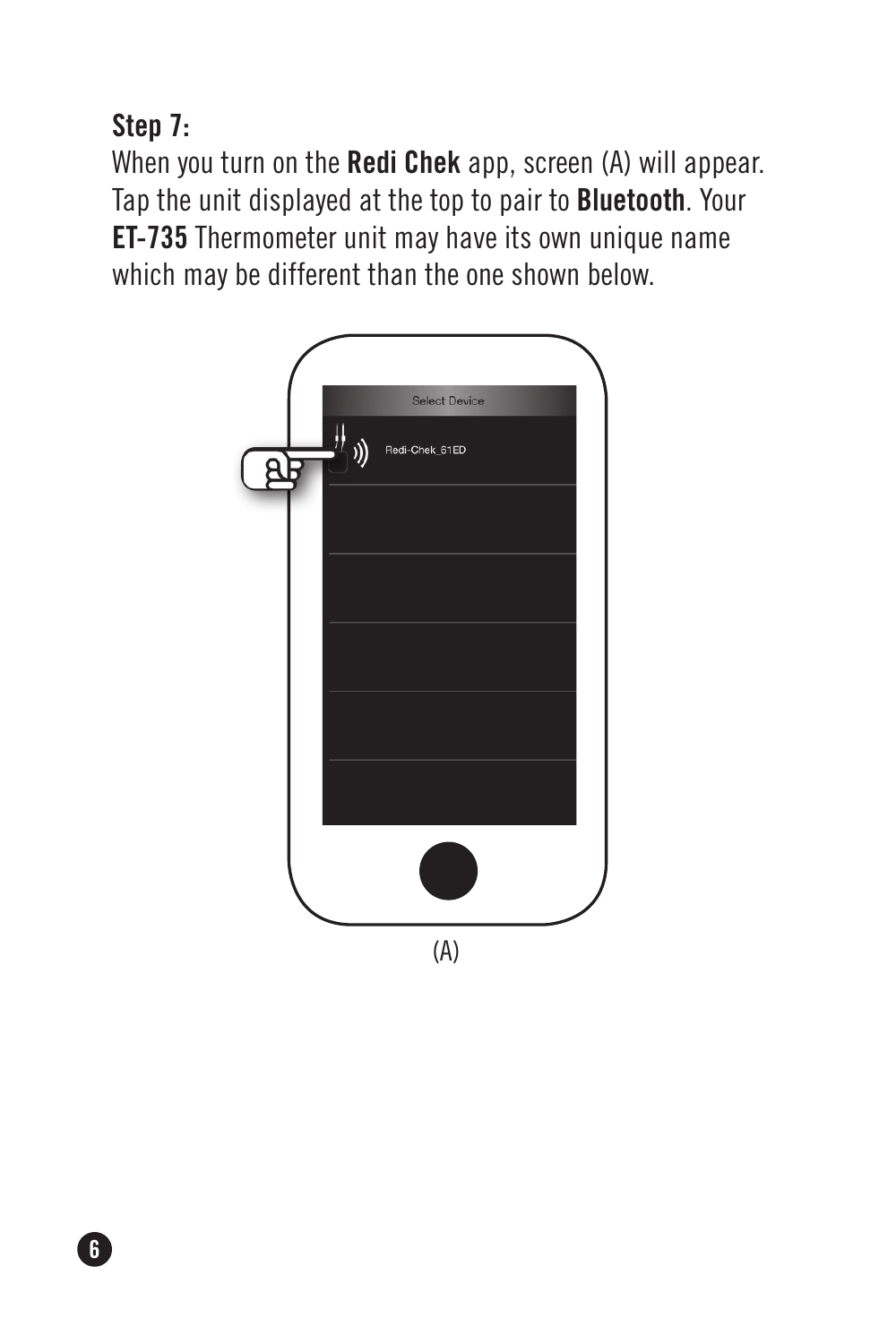**Step 7:**
When you turn on the **Redi Chek** app, screen (A) will appear. Tap the unit displayed at the top to pair to **Bluetooth**. Your **ET-735** Thermometer unit may have its own unique name which may be different than the one shown below.

(A)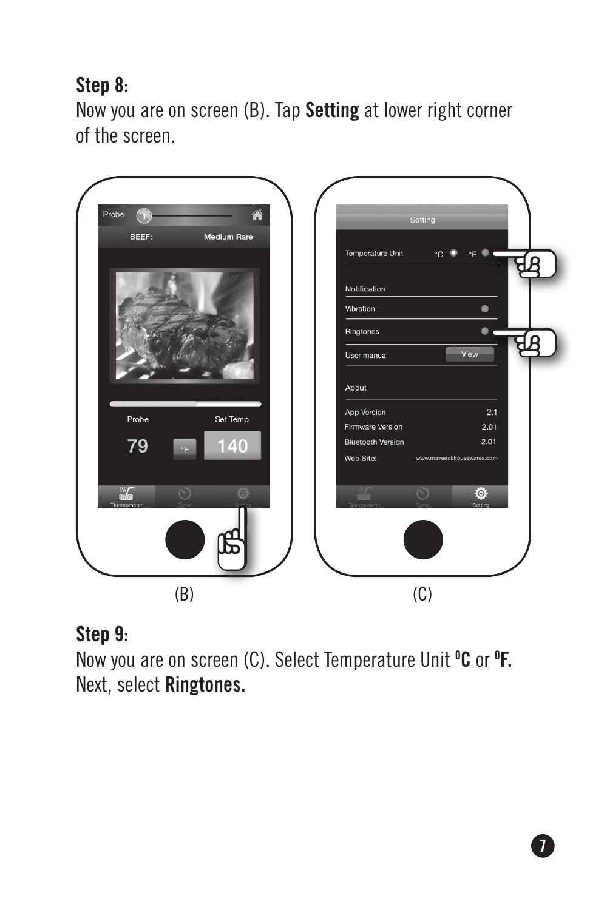**Step 8:**

Now you are on screen (B). Tap **Setting** at lower right corner of the screen.

(B)

(C)

**Step 9:**

Now you are on screen (C). Select Temperature Unit **°C** or **°F.** Next, select **Ringtones.**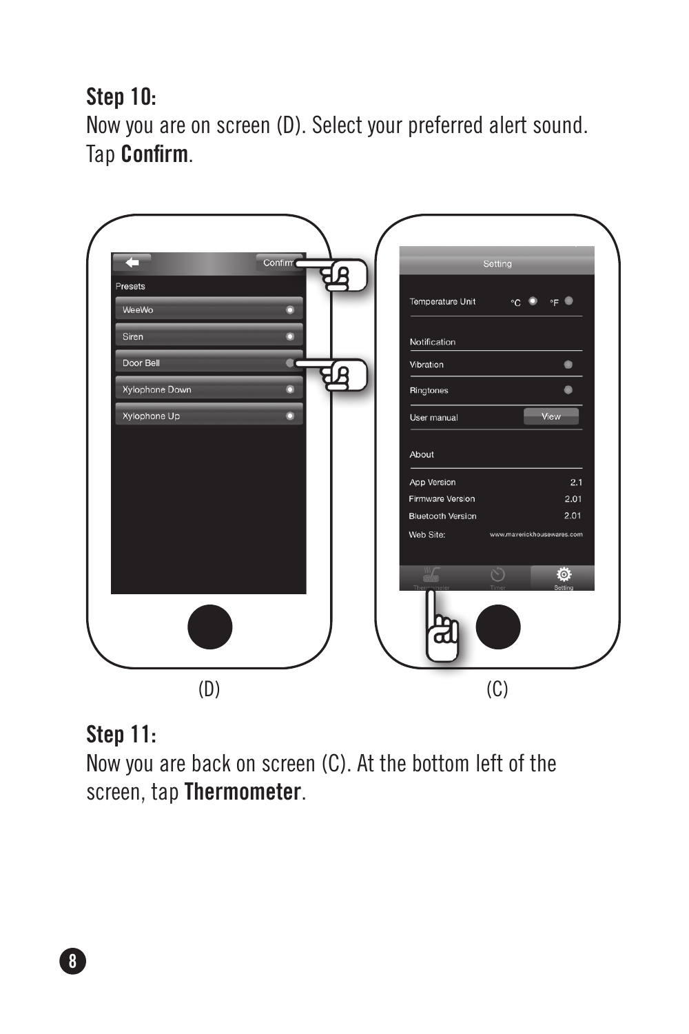**Step 10:**

Now you are on screen (D). Select your preferred alert sound. Tap **Confirm**.

(D) (C)

**Step 11:**

Now you are back on screen (C). At the bottom left of the screen, tap **Thermometer**.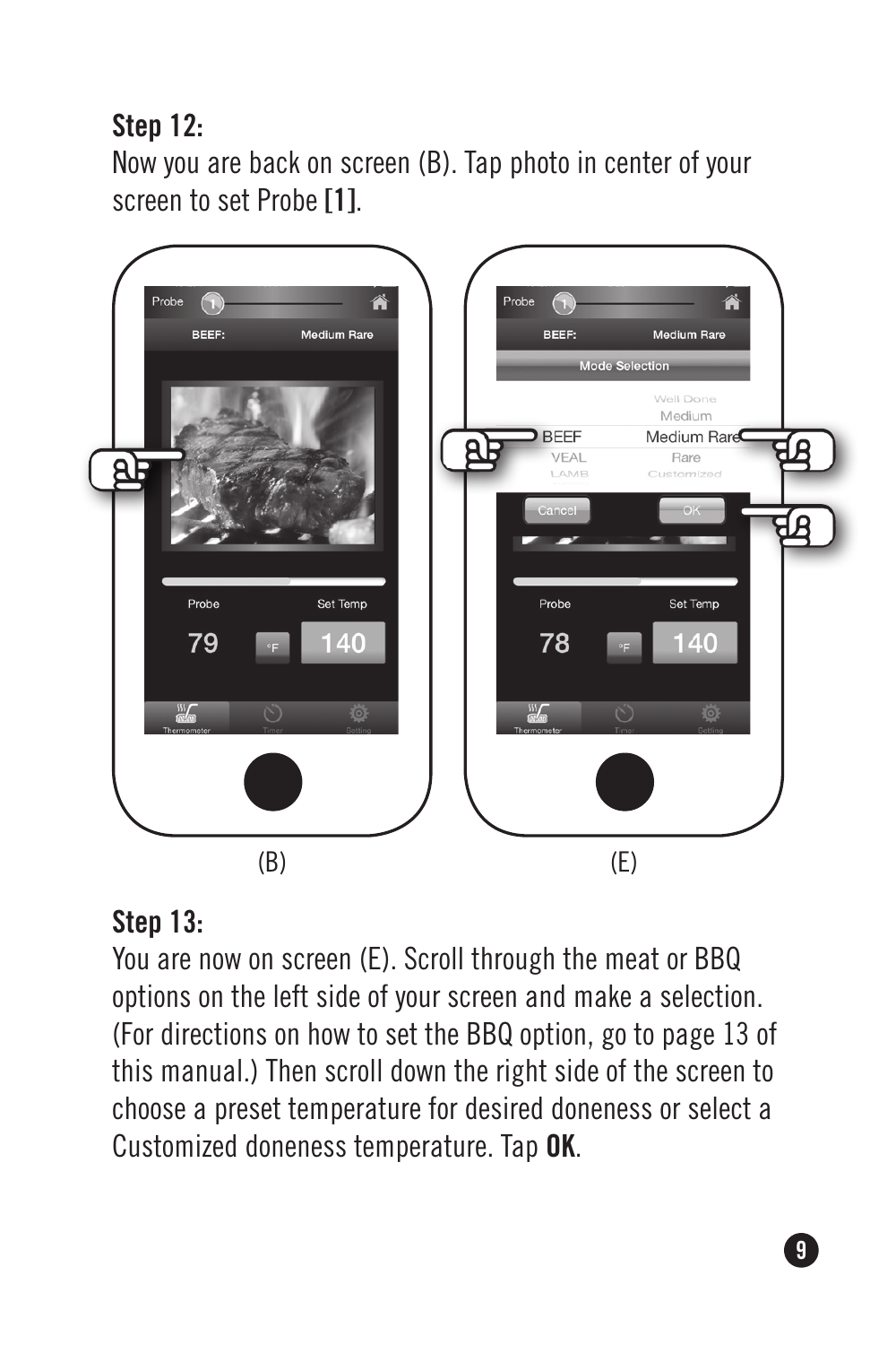**Step 12:**

Now you are back on screen (B). Tap photo in center of your screen to set Probe **[1]**.

(B) (E)

**Step 13:**

You are now on screen (E). Scroll through the meat or BBQ options on the left side of your screen and make a selection. (For directions on how to set the BBQ option, go to page 13 of this manual.) Then scroll down the right side of the screen to choose a preset temperature for desired doneness or select a Customized doneness temperature. Tap **OK**.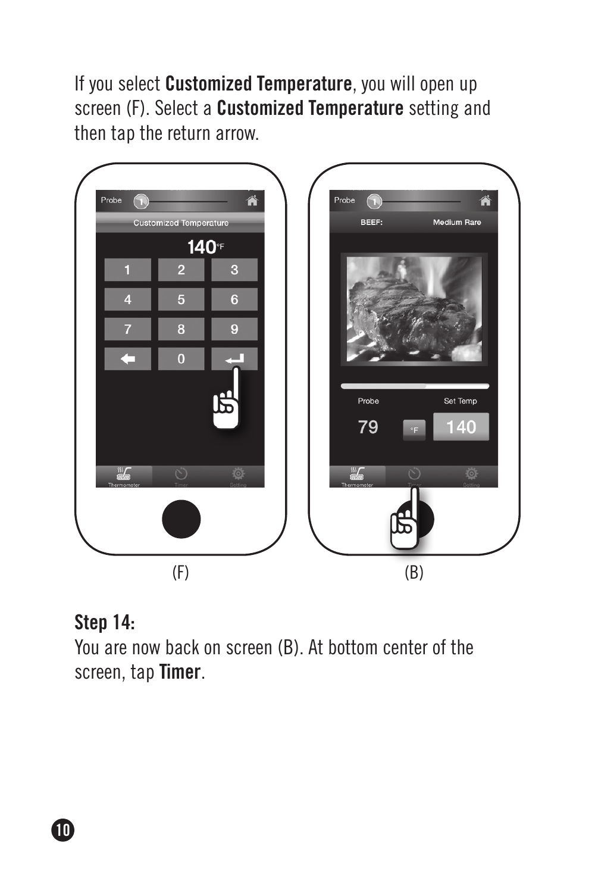If you select **Customized Temperature**, you will open up screen (F). Select a **Customized Temperature** setting and then tap the return arrow.

(F)

(B)

**Step 14:**

You are now back on screen (B). At bottom center of the screen, tap **Timer**.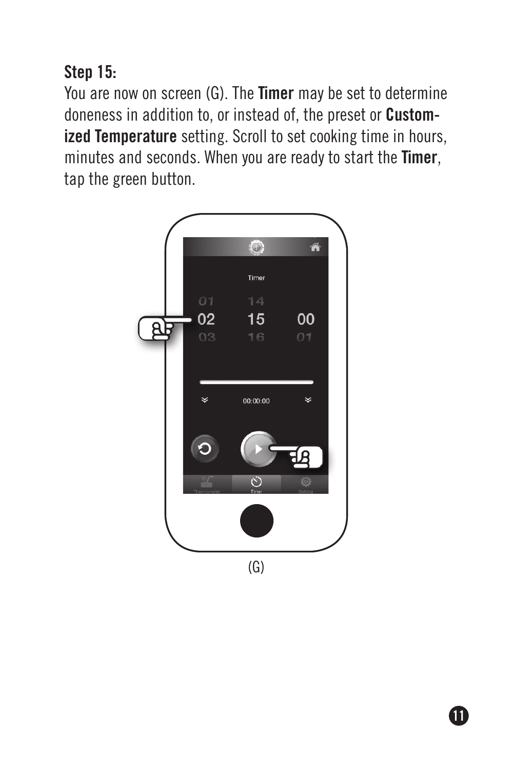**Step 15:**

You are now on screen (G). The **Timer** may be set to determine doneness in addition to, or instead of, the preset or **Customized Temperature** setting. Scroll to set cooking time in hours, minutes and seconds. When you are ready to start the **Timer**, tap the green button.

(G)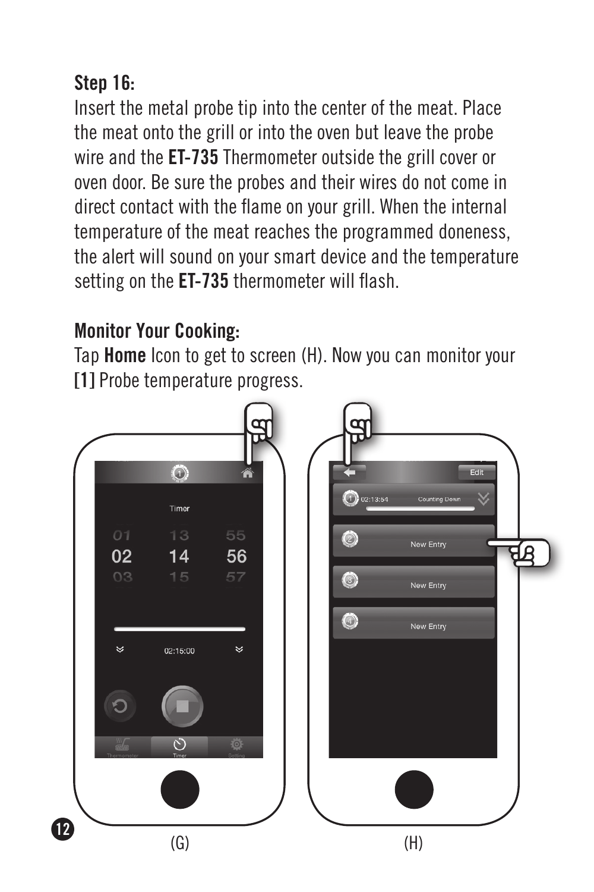### Step 16:

Insert the metal probe tip into the center of the meat. Place the meat onto the grill or into the oven but leave the probe wire and the **ET-735** Thermometer outside the grill cover or oven door. Be sure the probes and their wires do not come in direct contact with the flame on your grill. When the internal temperature of the meat reaches the programmed doneness, the alert will sound on your smart device and the temperature setting on the **ET-735** thermometer will flash.

### Monitor Your Cooking:

Tap **Home** Icon to get to screen (H). Now you can monitor your **[1]** Probe temperature progress.

(G) (H)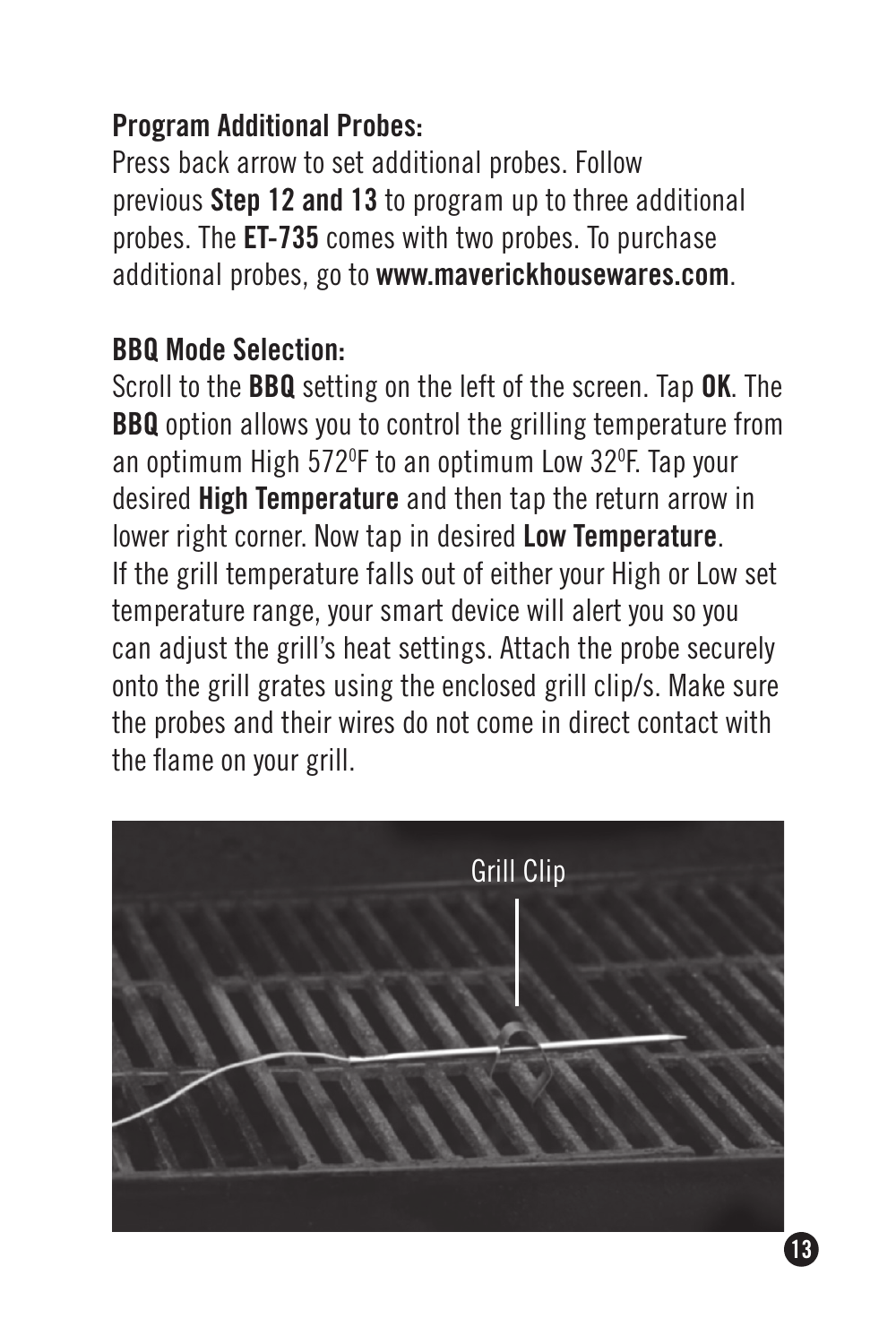**Program Additional Probes:**

Press back arrow to set additional probes. Follow previous **Step 12 and 13** to program up to three additional probes. The **ET-735** comes with two probes. To purchase additional probes, go to **www.maverickhousewares.com**.

**BBQ Mode Selection:**

Scroll to the **BBQ** setting on the left of the screen. Tap **OK**. The **BBQ** option allows you to control the grilling temperature from an optimum High 572$^0$F to an optimum Low 32$^0$F. Tap your desired **High Temperature** and then tap the return arrow in lower right corner. Now tap in desired **Low Temperature**. If the grill temperature falls out of either your High or Low set temperature range, your smart device will alert you so you can adjust the grill's heat settings. Attach the probe securely onto the grill grates using the enclosed grill clip/s. Make sure the probes and their wires do not come in direct contact with the flame on your grill.

Grill Clip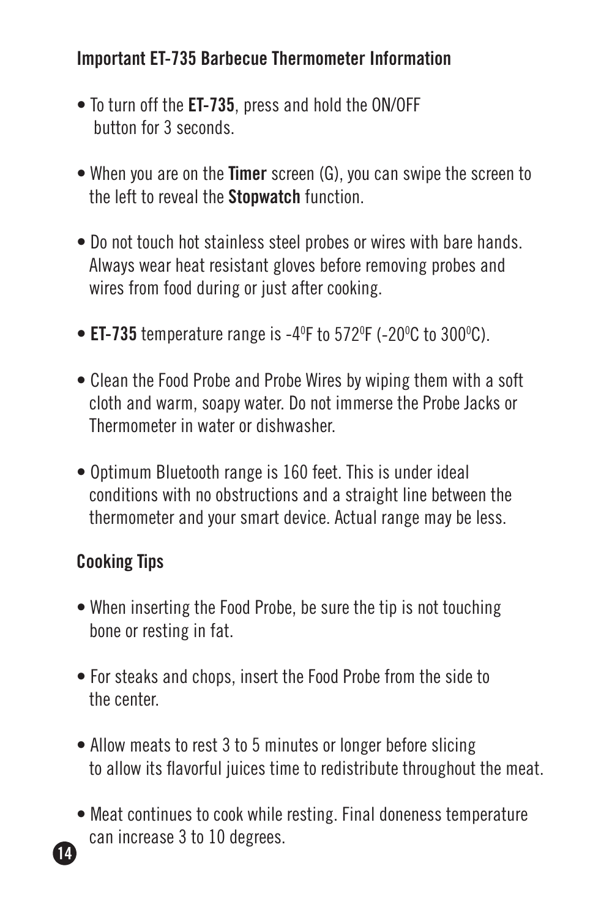## Important ET-735 Barbecue Thermometer Information

- To turn off the **ET-735**, press and hold the ON/OFF button for 3 seconds.
- When you are on the **Timer** screen (G), you can swipe the screen to the left to reveal the **Stopwatch** function.
- Do not touch hot stainless steel probes or wires with bare hands. Always wear heat resistant gloves before removing probes and wires from food during or just after cooking.
- **ET-735** temperature range is -4°F to 572°F (-20°C to 300°C).
- Clean the Food Probe and Probe Wires by wiping them with a soft cloth and warm, soapy water. Do not immerse the Probe Jacks or Thermometer in water or dishwasher.
- Optimum Bluetooth range is 160 feet. This is under ideal conditions with no obstructions and a straight line between the thermometer and your smart device. Actual range may be less.

## Cooking Tips

- When inserting the Food Probe, be sure the tip is not touching bone or resting in fat.
- For steaks and chops, insert the Food Probe from the side to the center.
- Allow meats to rest 3 to 5 minutes or longer before slicing to allow its flavorful juices time to redistribute throughout the meat.
- Meat continues to cook while resting. Final doneness temperature can increase 3 to 10 degrees.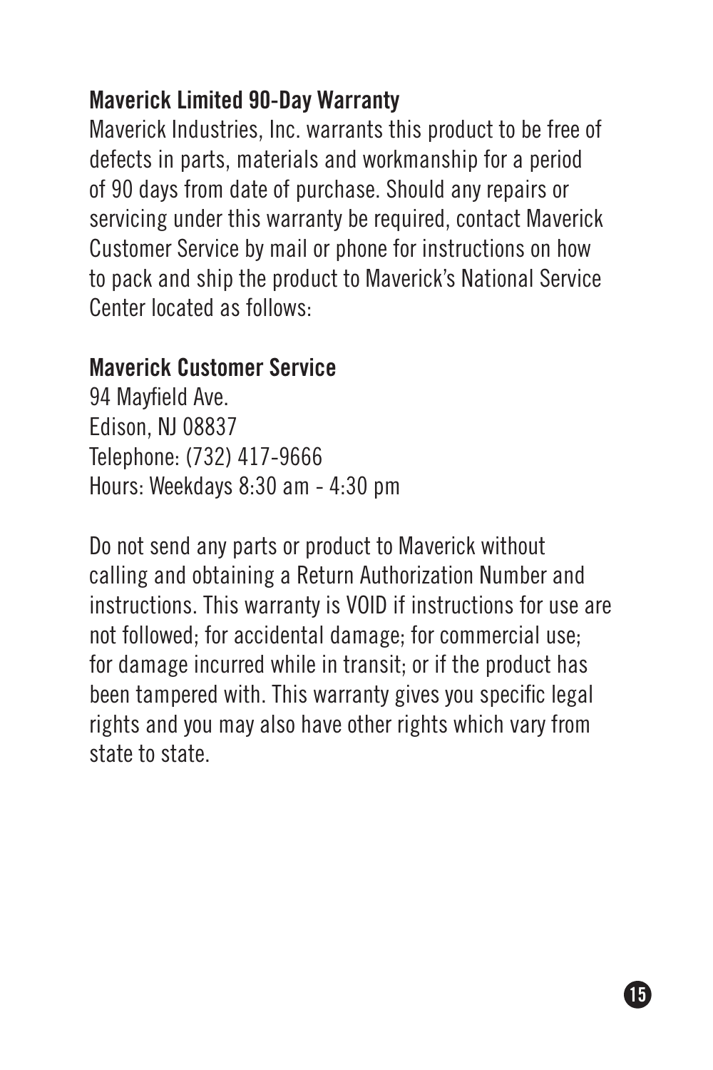## Maverick Limited 90-Day Warranty

Maverick Industries, Inc. warrants this product to be free of defects in parts, materials and workmanship for a period of 90 days from date of purchase. Should any repairs or servicing under this warranty be required, contact Maverick Customer Service by mail or phone for instructions on how to pack and ship the product to Maverick's National Service Center located as follows:

## Maverick Customer Service

94 Mayfield Ave.
Edison, NJ 08837
Telephone: (732) 417-9666
Hours: Weekdays 8:30 am - 4:30 pm

Do not send any parts or product to Maverick without calling and obtaining a Return Authorization Number and instructions. This warranty is VOID if instructions for use are not followed; for accidental damage; for commercial use; for damage incurred while in transit; or if the product has been tampered with. This warranty gives you specific legal rights and you may also have other rights which vary from state to state.